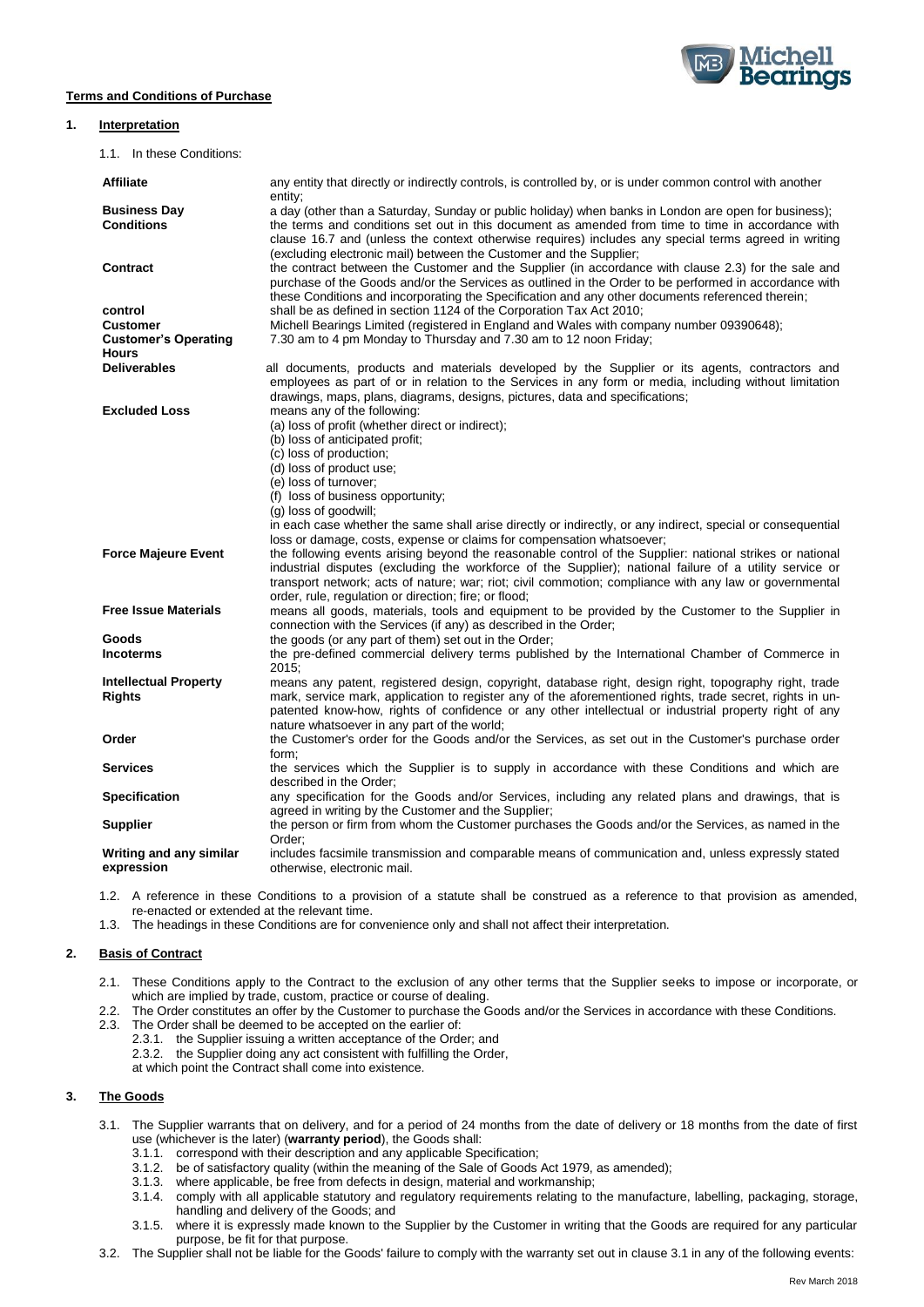**Terms and Conditions of Purchase**

## 1. Interpretation

1.1. In these Conditions:

| | |
|---|---|
| **Affiliate** | any entity that directly or indirectly controls, is controlled by, or is under common control with another entity; |
| **Business Day** | a day (other than a Saturday, Sunday or public holiday) when banks in London are open for business); |
| **Conditions** | the terms and conditions set out in this document as amended from time to time in accordance with clause 16.7 and (unless the context otherwise requires) includes any special terms agreed in writing (excluding electronic mail) between the Customer and the Supplier; |
| **Contract** | the contract between the Customer and the Supplier (in accordance with clause 2.3) for the sale and purchase of the Goods and/or the Services as outlined in the Order to be performed in accordance with these Conditions and incorporating the Specification and any other documents referenced therein; |
| **control** | shall be as defined in section 1124 of the Corporation Tax Act 2010; |
| **Customer** | Michell Bearings Limited (registered in England and Wales with company number 09390648); |
| **Customer's Operating Hours** | 7.30 am to 4 pm Monday to Thursday and 7.30 am to 12 noon Friday; |
| **Deliverables** | all documents, products and materials developed by the Supplier or its agents, contractors and employees as part of or in relation to the Services in any form or media, including without limitation drawings, maps, plans, diagrams, designs, pictures, data and specifications; |
| **Excluded Loss** | means any of the following:<br>(a) loss of profit (whether direct or indirect);<br>(b) loss of anticipated profit;<br>(c) loss of production;<br>(d) loss of product use;<br>(e) loss of turnover;<br>(f) loss of business opportunity;<br>(g) loss of goodwill;<br>in each case whether the same shall arise directly or indirectly, or any indirect, special or consequential loss or damage, costs, expense or claims for compensation whatsoever; |
| **Force Majeure Event** | the following events arising beyond the reasonable control of the Supplier: national strikes or national industrial disputes (excluding the workforce of the Supplier); national failure of a utility service or transport network; acts of nature; war; riot; civil commotion; compliance with any law or governmental order, rule, regulation or direction; fire; or flood; |
| **Free Issue Materials** | means all goods, materials, tools and equipment to be provided by the Customer to the Supplier in connection with the Services (if any) as described in the Order; |
| **Goods** | the goods (or any part of them) set out in the Order; |
| **Incoterms** | the pre-defined commercial delivery terms published by the International Chamber of Commerce in 2015; |
| **Intellectual Property Rights** | means any patent, registered design, copyright, database right, design right, topography right, trade mark, service mark, application to register any of the aforementioned rights, trade secret, rights in un-patented know-how, rights of confidence or any other intellectual or industrial property right of any nature whatsoever in any part of the world; |
| **Order** | the Customer's order for the Goods and/or the Services, as set out in the Customer's purchase order form; |
| **Services** | the services which the Supplier is to supply in accordance with these Conditions and which are described in the Order; |
| **Specification** | any specification for the Goods and/or Services, including any related plans and drawings, that is agreed in writing by the Customer and the Supplier; |
| **Supplier** | the person or firm from whom the Customer purchases the Goods and/or the Services, as named in the Order; |
| **Writing and any similar expression** | includes facsimile transmission and comparable means of communication and, unless expressly stated otherwise, electronic mail. |

1.2. A reference in these Conditions to a provision of a statute shall be construed as a reference to that provision as amended, re-enacted or extended at the relevant time.

1.3. The headings in these Conditions are for convenience only and shall not affect their interpretation.

## 2. Basis of Contract

2.1. These Conditions apply to the Contract to the exclusion of any other terms that the Supplier seeks to impose or incorporate, or which are implied by trade, custom, practice or course of dealing.

2.2. The Order constitutes an offer by the Customer to purchase the Goods and/or the Services in accordance with these Conditions.

2.3. The Order shall be deemed to be accepted on the earlier of:

2.3.1. the Supplier issuing a written acceptance of the Order; and

2.3.2. the Supplier doing any act consistent with fulfilling the Order,

at which point the Contract shall come into existence.

## 3. The Goods

3.1. The Supplier warrants that on delivery, and for a period of 24 months from the date of delivery or 18 months from the date of first use (whichever is the later) (**warranty period**), the Goods shall:

3.1.1. correspond with their description and any applicable Specification;

3.1.2. be of satisfactory quality (within the meaning of the Sale of Goods Act 1979, as amended);

3.1.3. where applicable, be free from defects in design, material and workmanship;

3.1.4. comply with all applicable statutory and regulatory requirements relating to the manufacture, labelling, packaging, storage, handling and delivery of the Goods; and

3.1.5. where it is expressly made known to the Supplier by the Customer in writing that the Goods are required for any particular purpose, be fit for that purpose.

3.2. The Supplier shall not be liable for the Goods' failure to comply with the warranty set out in clause 3.1 in any of the following events: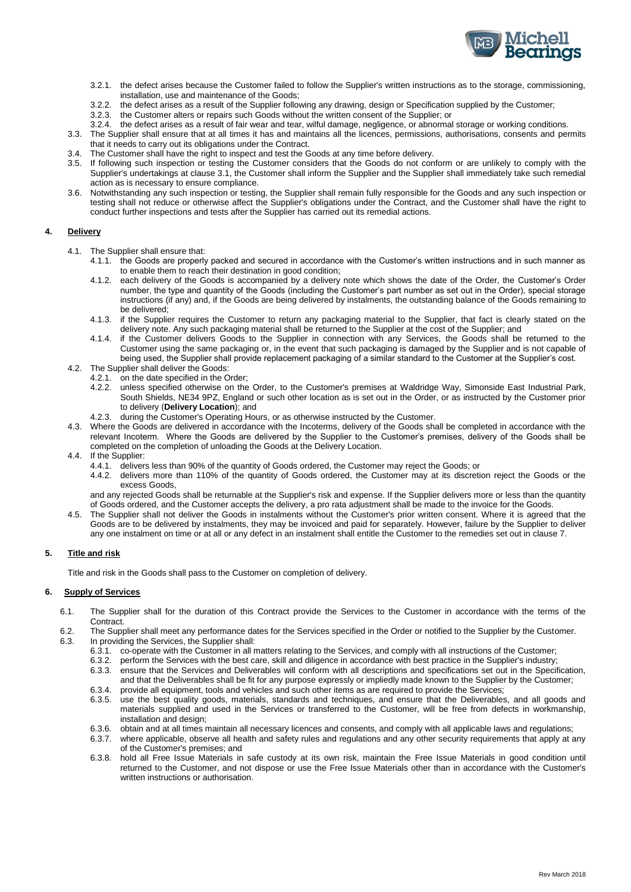3.2.1. the defect arises because the Customer failed to follow the Supplier's written instructions as to the storage, commissioning, installation, use and maintenance of the Goods;

3.2.2. the defect arises as a result of the Supplier following any drawing, design or Specification supplied by the Customer;

3.2.3. the Customer alters or repairs such Goods without the written consent of the Supplier; or

3.2.4. the defect arises as a result of fair wear and tear, wilful damage, negligence, or abnormal storage or working conditions.

3.3. The Supplier shall ensure that at all times it has and maintains all the licences, permissions, authorisations, consents and permits that it needs to carry out its obligations under the Contract.

3.4. The Customer shall have the right to inspect and test the Goods at any time before delivery.

3.5. If following such inspection or testing the Customer considers that the Goods do not conform or are unlikely to comply with the Supplier's undertakings at clause 3.1, the Customer shall inform the Supplier and the Supplier shall immediately take such remedial action as is necessary to ensure compliance.

3.6. Notwithstanding any such inspection or testing, the Supplier shall remain fully responsible for the Goods and any such inspection or testing shall not reduce or otherwise affect the Supplier's obligations under the Contract, and the Customer shall have the right to conduct further inspections and tests after the Supplier has carried out its remedial actions.

## 4. Delivery

4.1. The Supplier shall ensure that:

4.1.1. the Goods are properly packed and secured in accordance with the Customer's written instructions and in such manner as to enable them to reach their destination in good condition;

4.1.2. each delivery of the Goods is accompanied by a delivery note which shows the date of the Order, the Customer's Order number, the type and quantity of the Goods (including the Customer's part number as set out in the Order), special storage instructions (if any) and, if the Goods are being delivered by instalments, the outstanding balance of the Goods remaining to be delivered;

4.1.3. if the Supplier requires the Customer to return any packaging material to the Supplier, that fact is clearly stated on the delivery note. Any such packaging material shall be returned to the Supplier at the cost of the Supplier; and

4.1.4. if the Customer delivers Goods to the Supplier in connection with any Services, the Goods shall be returned to the Customer using the same packaging or, in the event that such packaging is damaged by the Supplier and is not capable of being used, the Supplier shall provide replacement packaging of a similar standard to the Customer at the Supplier's cost.

4.2. The Supplier shall deliver the Goods:

4.2.1. on the date specified in the Order;

4.2.2. unless specified otherwise on the Order, to the Customer's premises at Waldridge Way, Simonside East Industrial Park, South Shields, NE34 9PZ, England or such other location as is set out in the Order, or as instructed by the Customer prior to delivery (**Delivery Location**); and

4.2.3. during the Customer's Operating Hours, or as otherwise instructed by the Customer.

4.3. Where the Goods are delivered in accordance with the Incoterms, delivery of the Goods shall be completed in accordance with the relevant Incoterm. Where the Goods are delivered by the Supplier to the Customer's premises, delivery of the Goods shall be completed on the completion of unloading the Goods at the Delivery Location.

4.4. If the Supplier:

4.4.1. delivers less than 90% of the quantity of Goods ordered, the Customer may reject the Goods; or

4.4.2. delivers more than 110% of the quantity of Goods ordered, the Customer may at its discretion reject the Goods or the excess Goods,

and any rejected Goods shall be returnable at the Supplier's risk and expense. If the Supplier delivers more or less than the quantity of Goods ordered, and the Customer accepts the delivery, a pro rata adjustment shall be made to the invoice for the Goods.

4.5. The Supplier shall not deliver the Goods in instalments without the Customer's prior written consent. Where it is agreed that the Goods are to be delivered by instalments, they may be invoiced and paid for separately. However, failure by the Supplier to deliver any one instalment on time or at all or any defect in an instalment shall entitle the Customer to the remedies set out in clause 7.

## 5. Title and risk

Title and risk in the Goods shall pass to the Customer on completion of delivery.

## 6. Supply of Services

6.1. The Supplier shall for the duration of this Contract provide the Services to the Customer in accordance with the terms of the Contract.

6.2. The Supplier shall meet any performance dates for the Services specified in the Order or notified to the Supplier by the Customer.

6.3. In providing the Services, the Supplier shall:

6.3.1. co-operate with the Customer in all matters relating to the Services, and comply with all instructions of the Customer;

6.3.2. perform the Services with the best care, skill and diligence in accordance with best practice in the Supplier's industry;

6.3.3. ensure that the Services and Deliverables will conform with all descriptions and specifications set out in the Specification, and that the Deliverables shall be fit for any purpose expressly or impliedly made known to the Supplier by the Customer;

6.3.4. provide all equipment, tools and vehicles and such other items as are required to provide the Services;

6.3.5. use the best quality goods, materials, standards and techniques, and ensure that the Deliverables, and all goods and materials supplied and used in the Services or transferred to the Customer, will be free from defects in workmanship, installation and design;

6.3.6. obtain and at all times maintain all necessary licences and consents, and comply with all applicable laws and regulations;

6.3.7. where applicable, observe all health and safety rules and regulations and any other security requirements that apply at any of the Customer's premises; and

6.3.8. hold all Free Issue Materials in safe custody at its own risk, maintain the Free Issue Materials in good condition until returned to the Customer, and not dispose or use the Free Issue Materials other than in accordance with the Customer's written instructions or authorisation.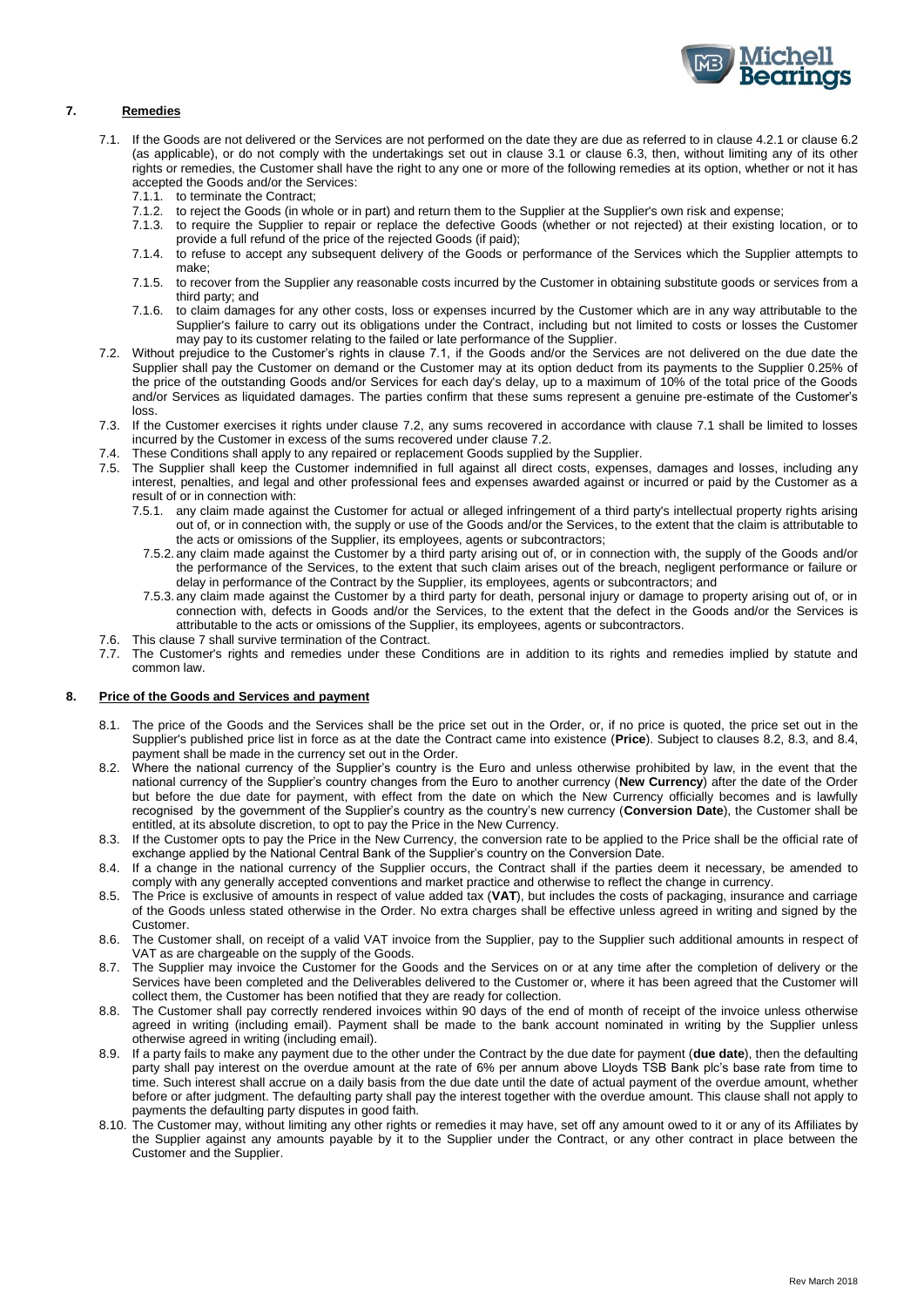## 7. Remedies

7.1. If the Goods are not delivered or the Services are not performed on the date they are due as referred to in clause 4.2.1 or clause 6.2 (as applicable), or do not comply with the undertakings set out in clause 3.1 or clause 6.3, then, without limiting any of its other rights or remedies, the Customer shall have the right to any one or more of the following remedies at its option, whether or not it has accepted the Goods and/or the Services:

7.1.1. to terminate the Contract;

7.1.2. to reject the Goods (in whole or in part) and return them to the Supplier at the Supplier's own risk and expense;

7.1.3. to require the Supplier to repair or replace the defective Goods (whether or not rejected) at their existing location, or to provide a full refund of the price of the rejected Goods (if paid);

7.1.4. to refuse to accept any subsequent delivery of the Goods or performance of the Services which the Supplier attempts to make;

7.1.5. to recover from the Supplier any reasonable costs incurred by the Customer in obtaining substitute goods or services from a third party; and

7.1.6. to claim damages for any other costs, loss or expenses incurred by the Customer which are in any way attributable to the Supplier's failure to carry out its obligations under the Contract, including but not limited to costs or losses the Customer may pay to its customer relating to the failed or late performance of the Supplier.

7.2. Without prejudice to the Customer's rights in clause 7.1, if the Goods and/or the Services are not delivered on the due date the Supplier shall pay the Customer on demand or the Customer may at its option deduct from its payments to the Supplier 0.25% of the price of the outstanding Goods and/or Services for each day's delay, up to a maximum of 10% of the total price of the Goods and/or Services as liquidated damages. The parties confirm that these sums represent a genuine pre-estimate of the Customer's loss.

7.3. If the Customer exercises it rights under clause 7.2, any sums recovered in accordance with clause 7.1 shall be limited to losses incurred by the Customer in excess of the sums recovered under clause 7.2.

7.4. These Conditions shall apply to any repaired or replacement Goods supplied by the Supplier.

7.5. The Supplier shall keep the Customer indemnified in full against all direct costs, expenses, damages and losses, including any interest, penalties, and legal and other professional fees and expenses awarded against or incurred or paid by the Customer as a result of or in connection with:

7.5.1. any claim made against the Customer for actual or alleged infringement of a third party's intellectual property rights arising out of, or in connection with, the supply or use of the Goods and/or the Services, to the extent that the claim is attributable to the acts or omissions of the Supplier, its employees, agents or subcontractors;

7.5.2. any claim made against the Customer by a third party arising out of, or in connection with, the supply of the Goods and/or the performance of the Services, to the extent that such claim arises out of the breach, negligent performance or failure or delay in performance of the Contract by the Supplier, its employees, agents or subcontractors; and

7.5.3. any claim made against the Customer by a third party for death, personal injury or damage to property arising out of, or in connection with, defects in Goods and/or the Services, to the extent that the defect in the Goods and/or the Services is attributable to the acts or omissions of the Supplier, its employees, agents or subcontractors.

7.6. This clause 7 shall survive termination of the Contract.

7.7. The Customer's rights and remedies under these Conditions are in addition to its rights and remedies implied by statute and common law.

## 8. Price of the Goods and Services and payment

8.1. The price of the Goods and the Services shall be the price set out in the Order, or, if no price is quoted, the price set out in the Supplier's published price list in force as at the date the Contract came into existence (**Price**). Subject to clauses 8.2, 8.3, and 8.4, payment shall be made in the currency set out in the Order.

8.2. Where the national currency of the Supplier's country is the Euro and unless otherwise prohibited by law, in the event that the national currency of the Supplier's country changes from the Euro to another currency (**New Currency**) after the date of the Order but before the due date for payment, with effect from the date on which the New Currency officially becomes and is lawfully recognised by the government of the Supplier's country as the country's new currency (**Conversion Date**), the Customer shall be entitled, at its absolute discretion, to opt to pay the Price in the New Currency.

8.3. If the Customer opts to pay the Price in the New Currency, the conversion rate to be applied to the Price shall be the official rate of exchange applied by the National Central Bank of the Supplier's country on the Conversion Date.

8.4. If a change in the national currency of the Supplier occurs, the Contract shall if the parties deem it necessary, be amended to comply with any generally accepted conventions and market practice and otherwise to reflect the change in currency.

8.5. The Price is exclusive of amounts in respect of value added tax (**VAT**), but includes the costs of packaging, insurance and carriage of the Goods unless stated otherwise in the Order. No extra charges shall be effective unless agreed in writing and signed by the Customer.

8.6. The Customer shall, on receipt of a valid VAT invoice from the Supplier, pay to the Supplier such additional amounts in respect of VAT as are chargeable on the supply of the Goods.

8.7. The Supplier may invoice the Customer for the Goods and the Services on or at any time after the completion of delivery or the Services have been completed and the Deliverables delivered to the Customer or, where it has been agreed that the Customer will collect them, the Customer has been notified that they are ready for collection.

8.8. The Customer shall pay correctly rendered invoices within 90 days of the end of month of receipt of the invoice unless otherwise agreed in writing (including email). Payment shall be made to the bank account nominated in writing by the Supplier unless otherwise agreed in writing (including email).

8.9. If a party fails to make any payment due to the other under the Contract by the due date for payment (**due date**), then the defaulting party shall pay interest on the overdue amount at the rate of 6% per annum above Lloyds TSB Bank plc's base rate from time to time. Such interest shall accrue on a daily basis from the due date until the date of actual payment of the overdue amount, whether before or after judgment. The defaulting party shall pay the interest together with the overdue amount. This clause shall not apply to payments the defaulting party disputes in good faith.

8.10. The Customer may, without limiting any other rights or remedies it may have, set off any amount owed to it or any of its Affiliates by the Supplier against any amounts payable by it to the Supplier under the Contract, or any other contract in place between the Customer and the Supplier.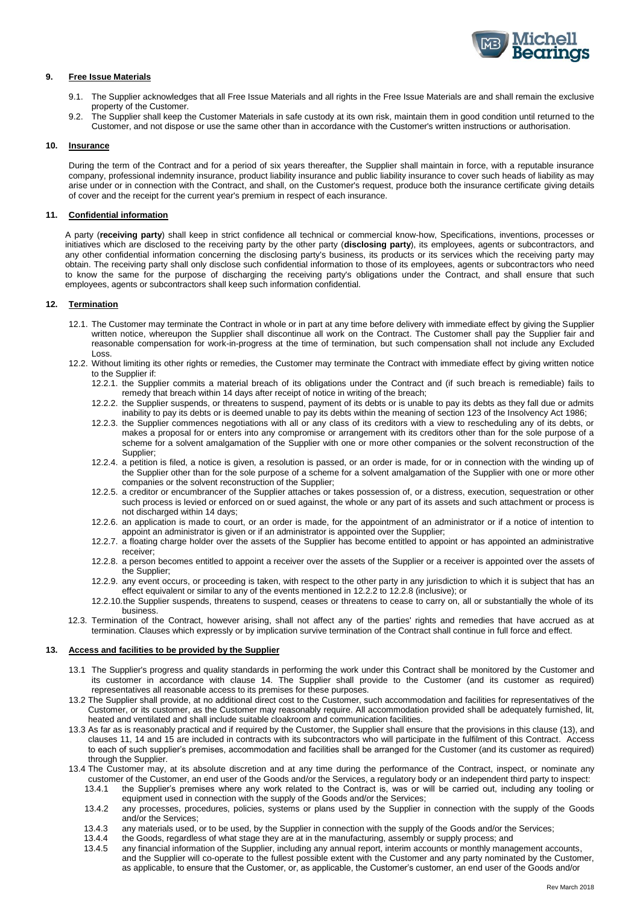## 9. Free Issue Materials

9.1. The Supplier acknowledges that all Free Issue Materials and all rights in the Free Issue Materials are and shall remain the exclusive property of the Customer.

9.2. The Supplier shall keep the Customer Materials in safe custody at its own risk, maintain them in good condition until returned to the Customer, and not dispose or use the same other than in accordance with the Customer's written instructions or authorisation.

## 10. Insurance

During the term of the Contract and for a period of six years thereafter, the Supplier shall maintain in force, with a reputable insurance company, professional indemnity insurance, product liability insurance and public liability insurance to cover such heads of liability as may arise under or in connection with the Contract, and shall, on the Customer's request, produce both the insurance certificate giving details of cover and the receipt for the current year's premium in respect of each insurance.

## 11. Confidential information

A party (**receiving party**) shall keep in strict confidence all technical or commercial know-how, Specifications, inventions, processes or initiatives which are disclosed to the receiving party by the other party (**disclosing party**), its employees, agents or subcontractors, and any other confidential information concerning the disclosing party's business, its products or its services which the receiving party may obtain. The receiving party shall only disclose such confidential information to those of its employees, agents or subcontractors who need to know the same for the purpose of discharging the receiving party's obligations under the Contract, and shall ensure that such employees, agents or subcontractors shall keep such information confidential.

## 12. Termination

12.1. The Customer may terminate the Contract in whole or in part at any time before delivery with immediate effect by giving the Supplier written notice, whereupon the Supplier shall discontinue all work on the Contract. The Customer shall pay the Supplier fair and reasonable compensation for work-in-progress at the time of termination, but such compensation shall not include any Excluded Loss.

12.2. Without limiting its other rights or remedies, the Customer may terminate the Contract with immediate effect by giving written notice to the Supplier if:

12.2.1. the Supplier commits a material breach of its obligations under the Contract and (if such breach is remediable) fails to remedy that breach within 14 days after receipt of notice in writing of the breach;

12.2.2. the Supplier suspends, or threatens to suspend, payment of its debts or is unable to pay its debts as they fall due or admits inability to pay its debts or is deemed unable to pay its debts within the meaning of section 123 of the Insolvency Act 1986;

12.2.3. the Supplier commences negotiations with all or any class of its creditors with a view to rescheduling any of its debts, or makes a proposal for or enters into any compromise or arrangement with its creditors other than for the sole purpose of a scheme for a solvent amalgamation of the Supplier with one or more other companies or the solvent reconstruction of the Supplier;

12.2.4. a petition is filed, a notice is given, a resolution is passed, or an order is made, for or in connection with the winding up of the Supplier other than for the sole purpose of a scheme for a solvent amalgamation of the Supplier with one or more other companies or the solvent reconstruction of the Supplier;

12.2.5. a creditor or encumbrancer of the Supplier attaches or takes possession of, or a distress, execution, sequestration or other such process is levied or enforced on or sued against, the whole or any part of its assets and such attachment or process is not discharged within 14 days;

12.2.6. an application is made to court, or an order is made, for the appointment of an administrator or if a notice of intention to appoint an administrator is given or if an administrator is appointed over the Supplier;

12.2.7. a floating charge holder over the assets of the Supplier has become entitled to appoint or has appointed an administrative receiver;

12.2.8. a person becomes entitled to appoint a receiver over the assets of the Supplier or a receiver is appointed over the assets of the Supplier;

12.2.9. any event occurs, or proceeding is taken, with respect to the other party in any jurisdiction to which it is subject that has an effect equivalent or similar to any of the events mentioned in 12.2.2 to 12.2.8 (inclusive); or

12.2.10. the Supplier suspends, threatens to suspend, ceases or threatens to cease to carry on, all or substantially the whole of its business.

12.3. Termination of the Contract, however arising, shall not affect any of the parties' rights and remedies that have accrued as at termination. Clauses which expressly or by implication survive termination of the Contract shall continue in full force and effect.

## 13. Access and facilities to be provided by the Supplier

13.1 The Supplier's progress and quality standards in performing the work under this Contract shall be monitored by the Customer and its customer in accordance with clause 14. The Supplier shall provide to the Customer (and its customer as required) representatives all reasonable access to its premises for these purposes.

13.2 The Supplier shall provide, at no additional direct cost to the Customer, such accommodation and facilities for representatives of the Customer, or its customer, as the Customer may reasonably require. All accommodation provided shall be adequately furnished, lit, heated and ventilated and shall include suitable cloakroom and communication facilities.

13.3 As far as is reasonably practical and if required by the Customer, the Supplier shall ensure that the provisions in this clause (13), and clauses 11, 14 and 15 are included in contracts with its subcontractors who will participate in the fulfilment of this Contract. Access to each of such supplier's premises, accommodation and facilities shall be arranged for the Customer (and its customer as required) through the Supplier.

13.4 The Customer may, at its absolute discretion and at any time during the performance of the Contract, inspect, or nominate any customer of the Customer, an end user of the Goods and/or the Services, a regulatory body or an independent third party to inspect:

13.4.1 the Supplier's premises where any work related to the Contract is, was or will be carried out, including any tooling or equipment used in connection with the supply of the Goods and/or the Services;

13.4.2 any processes, procedures, policies, systems or plans used by the Supplier in connection with the supply of the Goods and/or the Services;

13.4.3 any materials used, or to be used, by the Supplier in connection with the supply of the Goods and/or the Services;

13.4.4 the Goods, regardless of what stage they are at in the manufacturing, assembly or supply process; and

13.4.5 any financial information of the Supplier, including any annual report, interim accounts or monthly management accounts,

and the Supplier will co-operate to the fullest possible extent with the Customer and any party nominated by the Customer, as applicable, to ensure that the Customer, or, as applicable, the Customer's customer, an end user of the Goods and/or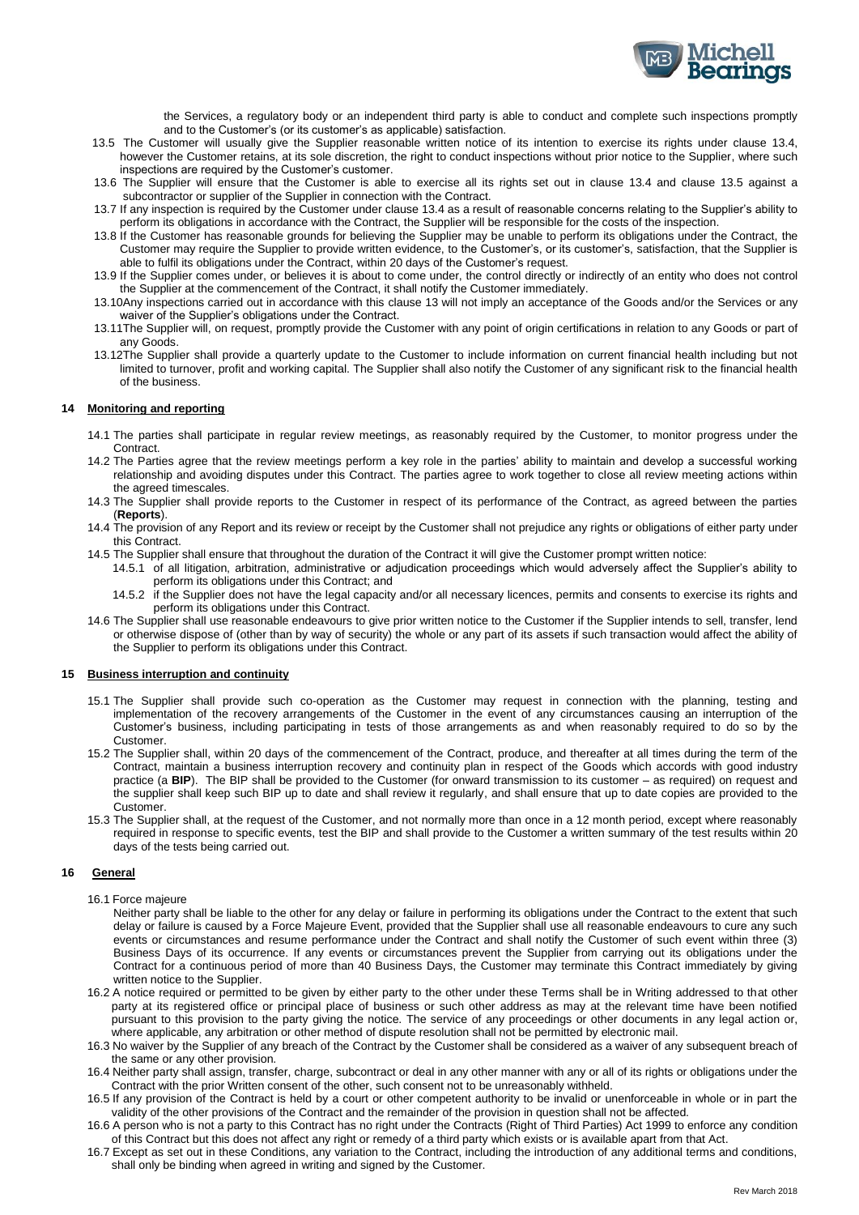the Services, a regulatory body or an independent third party is able to conduct and complete such inspections promptly and to the Customer's (or its customer's as applicable) satisfaction.

13.5 The Customer will usually give the Supplier reasonable written notice of its intention to exercise its rights under clause 13.4, however the Customer retains, at its sole discretion, the right to conduct inspections without prior notice to the Supplier, where such inspections are required by the Customer's customer.

13.6 The Supplier will ensure that the Customer is able to exercise all its rights set out in clause 13.4 and clause 13.5 against a subcontractor or supplier of the Supplier in connection with the Contract.

13.7 If any inspection is required by the Customer under clause 13.4 as a result of reasonable concerns relating to the Supplier's ability to perform its obligations in accordance with the Contract, the Supplier will be responsible for the costs of the inspection.

13.8 If the Customer has reasonable grounds for believing the Supplier may be unable to perform its obligations under the Contract, the Customer may require the Supplier to provide written evidence, to the Customer's, or its customer's, satisfaction, that the Supplier is able to fulfil its obligations under the Contract, within 20 days of the Customer's request.

13.9 If the Supplier comes under, or believes it is about to come under, the control directly or indirectly of an entity who does not control the Supplier at the commencement of the Contract, it shall notify the Customer immediately.

13.10Any inspections carried out in accordance with this clause 13 will not imply an acceptance of the Goods and/or the Services or any waiver of the Supplier's obligations under the Contract.

13.11The Supplier will, on request, promptly provide the Customer with any point of origin certifications in relation to any Goods or part of any Goods.

13.12The Supplier shall provide a quarterly update to the Customer to include information on current financial health including but not limited to turnover, profit and working capital. The Supplier shall also notify the Customer of any significant risk to the financial health of the business.

## 14 Monitoring and reporting

14.1 The parties shall participate in regular review meetings, as reasonably required by the Customer, to monitor progress under the Contract.

14.2 The Parties agree that the review meetings perform a key role in the parties' ability to maintain and develop a successful working relationship and avoiding disputes under this Contract. The parties agree to work together to close all review meeting actions within the agreed timescales.

14.3 The Supplier shall provide reports to the Customer in respect of its performance of the Contract, as agreed between the parties (**Reports**).

14.4 The provision of any Report and its review or receipt by the Customer shall not prejudice any rights or obligations of either party under this Contract.

14.5 The Supplier shall ensure that throughout the duration of the Contract it will give the Customer prompt written notice:

14.5.1 of all litigation, arbitration, administrative or adjudication proceedings which would adversely affect the Supplier's ability to perform its obligations under this Contract; and

14.5.2 if the Supplier does not have the legal capacity and/or all necessary licences, permits and consents to exercise its rights and perform its obligations under this Contract.

14.6 The Supplier shall use reasonable endeavours to give prior written notice to the Customer if the Supplier intends to sell, transfer, lend or otherwise dispose of (other than by way of security) the whole or any part of its assets if such transaction would affect the ability of the Supplier to perform its obligations under this Contract.

## 15 Business interruption and continuity

15.1 The Supplier shall provide such co-operation as the Customer may request in connection with the planning, testing and implementation of the recovery arrangements of the Customer in the event of any circumstances causing an interruption of the Customer's business, including participating in tests of those arrangements as and when reasonably required to do so by the Customer.

15.2 The Supplier shall, within 20 days of the commencement of the Contract, produce, and thereafter at all times during the term of the Contract, maintain a business interruption recovery and continuity plan in respect of the Goods which accords with good industry practice (a **BIP**). The BIP shall be provided to the Customer (for onward transmission to its customer – as required) on request and the supplier shall keep such BIP up to date and shall review it regularly, and shall ensure that up to date copies are provided to the Customer.

15.3 The Supplier shall, at the request of the Customer, and not normally more than once in a 12 month period, except where reasonably required in response to specific events, test the BIP and shall provide to the Customer a written summary of the test results within 20 days of the tests being carried out.

## 16 General

16.1 Force majeure

Neither party shall be liable to the other for any delay or failure in performing its obligations under the Contract to the extent that such delay or failure is caused by a Force Majeure Event, provided that the Supplier shall use all reasonable endeavours to cure any such events or circumstances and resume performance under the Contract and shall notify the Customer of such event within three (3) Business Days of its occurrence. If any events or circumstances prevent the Supplier from carrying out its obligations under the Contract for a continuous period of more than 40 Business Days, the Customer may terminate this Contract immediately by giving written notice to the Supplier.

16.2 A notice required or permitted to be given by either party to the other under these Terms shall be in Writing addressed to that other party at its registered office or principal place of business or such other address as may at the relevant time have been notified pursuant to this provision to the party giving the notice. The service of any proceedings or other documents in any legal action or, where applicable, any arbitration or other method of dispute resolution shall not be permitted by electronic mail.

16.3 No waiver by the Supplier of any breach of the Contract by the Customer shall be considered as a waiver of any subsequent breach of the same or any other provision.

16.4 Neither party shall assign, transfer, charge, subcontract or deal in any other manner with any or all of its rights or obligations under the Contract with the prior Written consent of the other, such consent not to be unreasonably withheld.

16.5 If any provision of the Contract is held by a court or other competent authority to be invalid or unenforceable in whole or in part the validity of the other provisions of the Contract and the remainder of the provision in question shall not be affected.

16.6 A person who is not a party to this Contract has no right under the Contracts (Right of Third Parties) Act 1999 to enforce any condition of this Contract but this does not affect any right or remedy of a third party which exists or is available apart from that Act.

16.7 Except as set out in these Conditions, any variation to the Contract, including the introduction of any additional terms and conditions, shall only be binding when agreed in writing and signed by the Customer.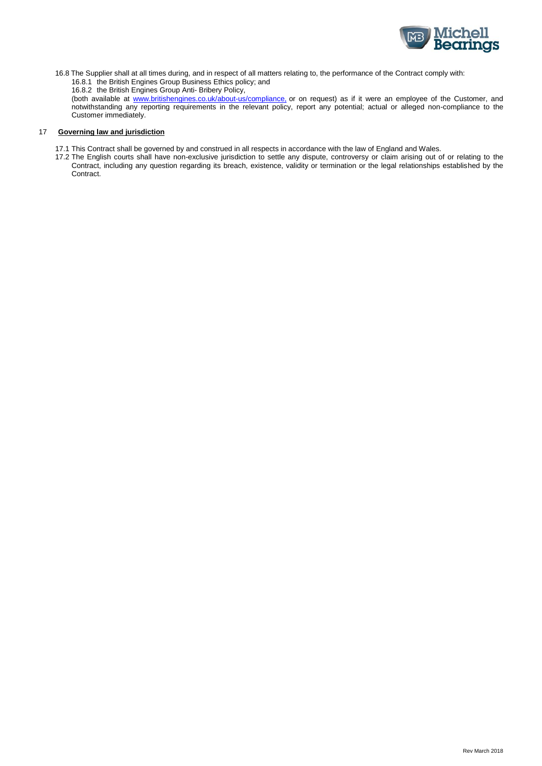16.8 The Supplier shall at all times during, and in respect of all matters relating to, the performance of the Contract comply with:

16.8.1 the British Engines Group Business Ethics policy; and

16.8.2 the British Engines Group Anti- Bribery Policy,

(both available at www.britishengines.co.uk/about-us/compliance, or on request) as if it were an employee of the Customer, and notwithstanding any reporting requirements in the relevant policy, report any potential; actual or alleged non-compliance to the Customer immediately.

## 17 **Governing law and jurisdiction**

17.1 This Contract shall be governed by and construed in all respects in accordance with the law of England and Wales.

17.2 The English courts shall have non-exclusive jurisdiction to settle any dispute, controversy or claim arising out of or relating to the Contract, including any question regarding its breach, existence, validity or termination or the legal relationships established by the Contract.